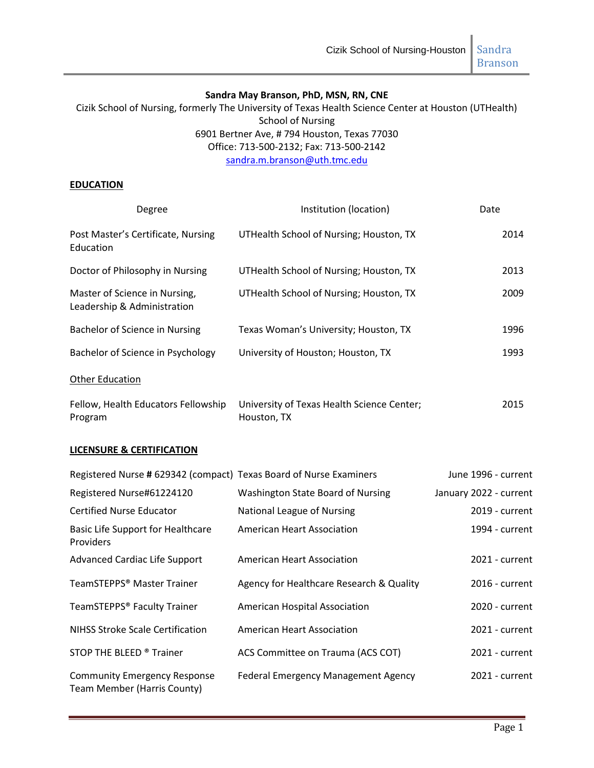**Sandra May Branson, PhD, MSN, RN, CNE**

Cizik School of Nursing, formerly The University of Texas Health Science Center at Houston (UTHealth) School of Nursing
6901 Bertner Ave, # 794 Houston, Texas 77030
Office: 713-500-2132; Fax: 713-500-2142
sandra.m.branson@uth.tmc.edu

## EDUCATION

| Degree | Institution (location) | Date |
|---|---|---|
| Post Master's Certificate, Nursing Education | UTHealth School of Nursing; Houston, TX | 2014 |
| Doctor of Philosophy in Nursing | UTHealth School of Nursing; Houston, TX | 2013 |
| Master of Science in Nursing, Leadership & Administration | UTHealth School of Nursing; Houston, TX | 2009 |
| Bachelor of Science in Nursing | Texas Woman's University; Houston, TX | 1996 |
| Bachelor of Science in Psychology | University of Houston; Houston, TX | 1993 |

Other Education

| | | |
|---|---|---|
| Fellow, Health Educators Fellowship Program | University of Texas Health Science Center; Houston, TX | 2015 |

## LICENSURE & CERTIFICATION

| | | |
|---|---|---|
| Registered Nurse # 629342 (compact) | Texas Board of Nurse Examiners | June 1996 - current |
| Registered Nurse#61224120 | Washington State Board of Nursing | January 2022 - current |
| Certified Nurse Educator | National League of Nursing | 2019 - current |
| Basic Life Support for Healthcare Providers | American Heart Association | 1994 - current |
| Advanced Cardiac Life Support | American Heart Association | 2021 - current |
| TeamSTEPPS® Master Trainer | Agency for Healthcare Research & Quality | 2016 - current |
| TeamSTEPPS® Faculty Trainer | American Hospital Association | 2020 - current |
| NIHSS Stroke Scale Certification | American Heart Association | 2021 - current |
| STOP THE BLEED ® Trainer | ACS Committee on Trauma (ACS COT) | 2021 - current |
| Community Emergency Response Team Member (Harris County) | Federal Emergency Management Agency | 2021 - current |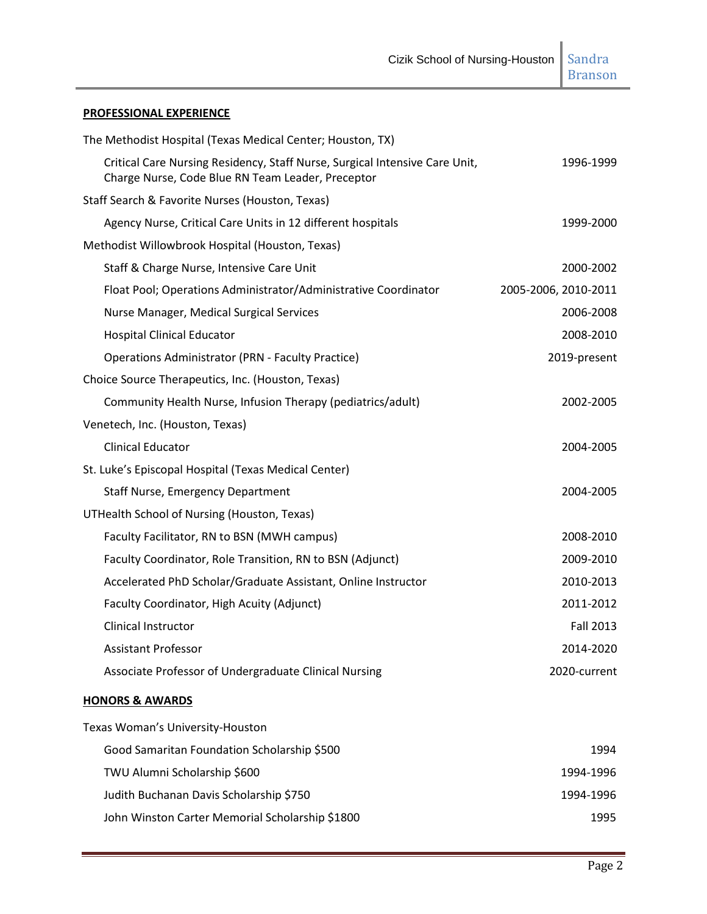## PROFESSIONAL EXPERIENCE

The Methodist Hospital (Texas Medical Center; Houston, TX)

| | |
|---|---|
| Critical Care Nursing Residency, Staff Nurse, Surgical Intensive Care Unit, Charge Nurse, Code Blue RN Team Leader, Preceptor | 1996-1999 |

Staff Search & Favorite Nurses (Houston, Texas)

| | |
|---|---|
| Agency Nurse, Critical Care Units in 12 different hospitals | 1999-2000 |

Methodist Willowbrook Hospital (Houston, Texas)

| | |
|---|---|
| Staff & Charge Nurse, Intensive Care Unit | 2000-2002 |
| Float Pool; Operations Administrator/Administrative Coordinator | 2005-2006, 2010-2011 |
| Nurse Manager, Medical Surgical Services | 2006-2008 |
| Hospital Clinical Educator | 2008-2010 |
| Operations Administrator (PRN - Faculty Practice) | 2019-present |

Choice Source Therapeutics, Inc. (Houston, Texas)

| | |
|---|---|
| Community Health Nurse, Infusion Therapy (pediatrics/adult) | 2002-2005 |

Venetech, Inc. (Houston, Texas)

| | |
|---|---|
| Clinical Educator | 2004-2005 |

St. Luke's Episcopal Hospital (Texas Medical Center)

| | |
|---|---|
| Staff Nurse, Emergency Department | 2004-2005 |

UTHealth School of Nursing (Houston, Texas)

| | |
|---|---|
| Faculty Facilitator, RN to BSN (MWH campus) | 2008-2010 |
| Faculty Coordinator, Role Transition, RN to BSN (Adjunct) | 2009-2010 |
| Accelerated PhD Scholar/Graduate Assistant, Online Instructor | 2010-2013 |
| Faculty Coordinator, High Acuity (Adjunct) | 2011-2012 |
| Clinical Instructor | Fall 2013 |
| Assistant Professor | 2014-2020 |
| Associate Professor of Undergraduate Clinical Nursing | 2020-current |

## HONORS & AWARDS

Texas Woman's University-Houston

| | |
|---|---|
| Good Samaritan Foundation Scholarship $500 | 1994 |
| TWU Alumni Scholarship $600 | 1994-1996 |
| Judith Buchanan Davis Scholarship $750 | 1994-1996 |
| John Winston Carter Memorial Scholarship $1800 | 1995 |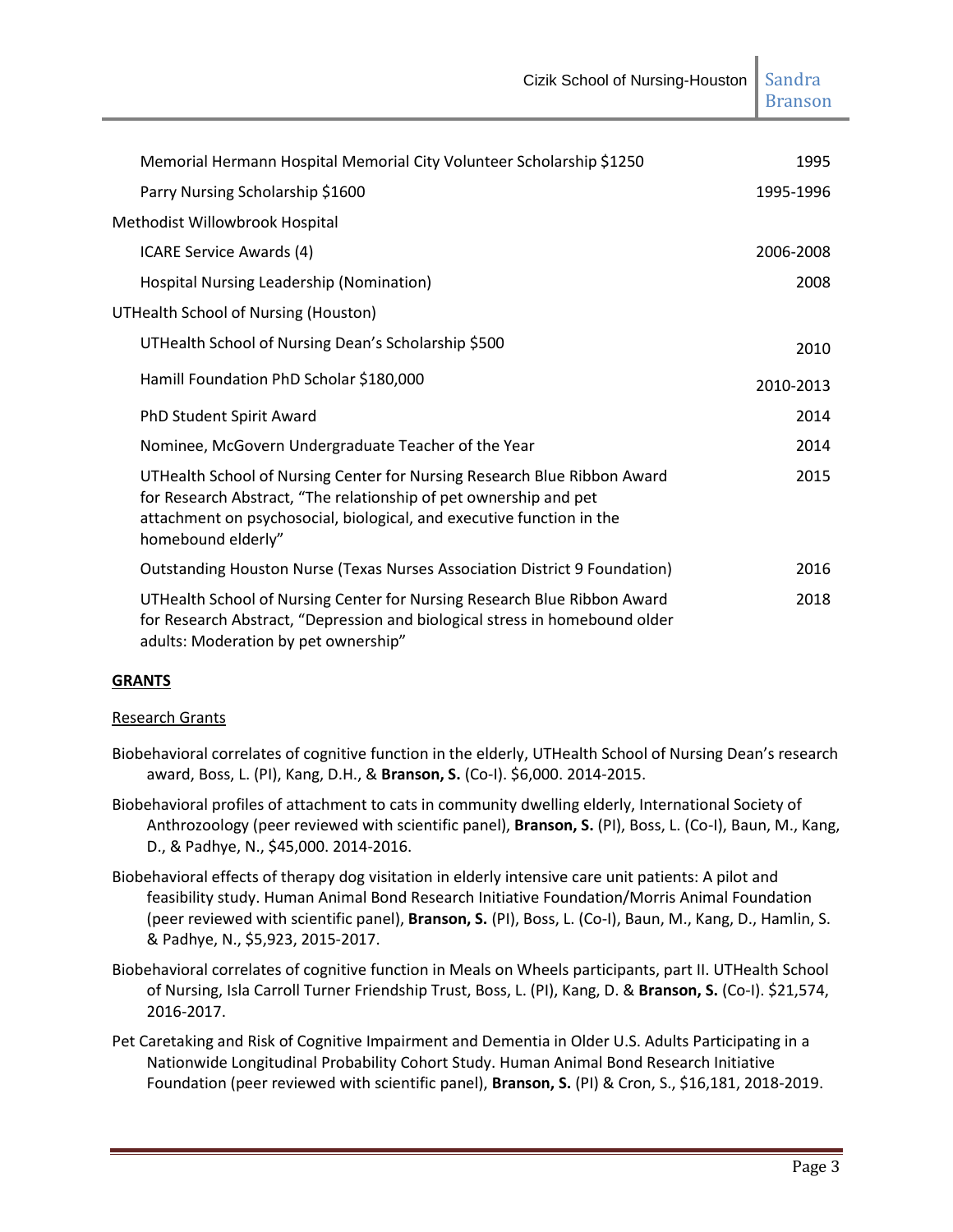| | |
|---|---|
| Memorial Hermann Hospital Memorial City Volunteer Scholarship $1250 | 1995 |
| Parry Nursing Scholarship $1600 | 1995-1996 |
| **Methodist Willowbrook Hospital** | |
| ICARE Service Awards (4) | 2006-2008 |
| Hospital Nursing Leadership (Nomination) | 2008 |
| **UTHealth School of Nursing (Houston)** | |
| UTHealth School of Nursing Dean's Scholarship $500 | 2010 |
| Hamill Foundation PhD Scholar $180,000 | 2010-2013 |
| PhD Student Spirit Award | 2014 |
| Nominee, McGovern Undergraduate Teacher of the Year | 2014 |
| UTHealth School of Nursing Center for Nursing Research Blue Ribbon Award for Research Abstract, "The relationship of pet ownership and pet attachment on psychosocial, biological, and executive function in the homebound elderly" | 2015 |
| Outstanding Houston Nurse (Texas Nurses Association District 9 Foundation) | 2016 |
| UTHealth School of Nursing Center for Nursing Research Blue Ribbon Award for Research Abstract, "Depression and biological stress in homebound older adults: Moderation by pet ownership" | 2018 |

## GRANTS

### Research Grants

Biobehavioral correlates of cognitive function in the elderly, UTHealth School of Nursing Dean's research award, Boss, L. (PI), Kang, D.H., & **Branson, S.** (Co-I). $6,000. 2014-2015.

Biobehavioral profiles of attachment to cats in community dwelling elderly, International Society of Anthrozoology (peer reviewed with scientific panel), **Branson, S.** (PI), Boss, L. (Co-I), Baun, M., Kang, D., & Padhye, N., $45,000. 2014-2016.

Biobehavioral effects of therapy dog visitation in elderly intensive care unit patients: A pilot and feasibility study. Human Animal Bond Research Initiative Foundation/Morris Animal Foundation (peer reviewed with scientific panel), **Branson, S.** (PI), Boss, L. (Co-I), Baun, M., Kang, D., Hamlin, S. & Padhye, N., $5,923, 2015-2017.

Biobehavioral correlates of cognitive function in Meals on Wheels participants, part II. UTHealth School of Nursing, Isla Carroll Turner Friendship Trust, Boss, L. (PI), Kang, D. & **Branson, S.** (Co-I). $21,574, 2016-2017.

Pet Caretaking and Risk of Cognitive Impairment and Dementia in Older U.S. Adults Participating in a Nationwide Longitudinal Probability Cohort Study. Human Animal Bond Research Initiative Foundation (peer reviewed with scientific panel), **Branson, S.** (PI) & Cron, S., $16,181, 2018-2019.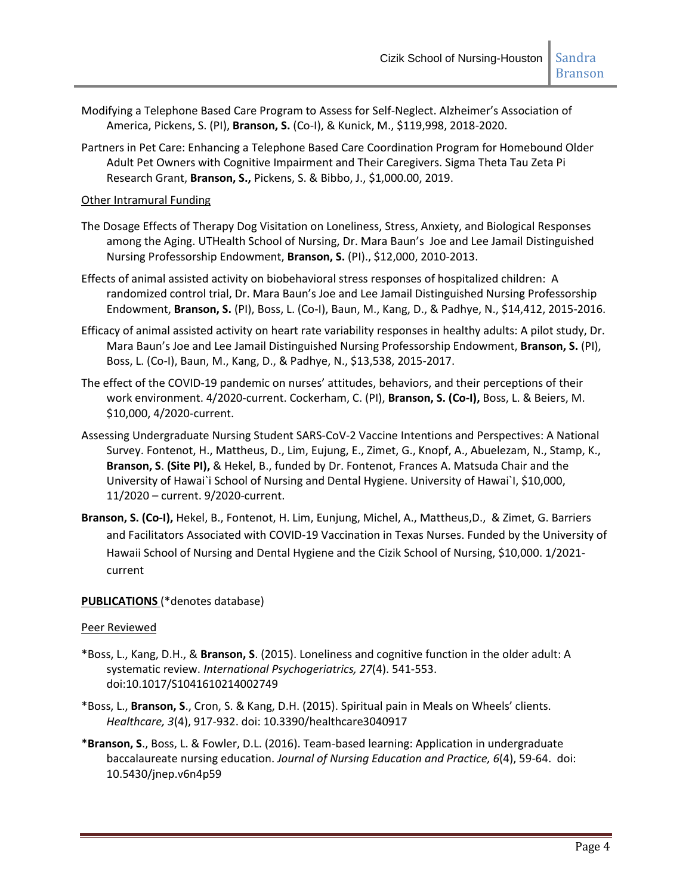Modifying a Telephone Based Care Program to Assess for Self-Neglect. Alzheimer's Association of America, Pickens, S. (PI), **Branson, S.** (Co-I), & Kunick, M., $119,998, 2018-2020.

Partners in Pet Care: Enhancing a Telephone Based Care Coordination Program for Homebound Older Adult Pet Owners with Cognitive Impairment and Their Caregivers. Sigma Theta Tau Zeta Pi Research Grant, **Branson, S.,** Pickens, S. & Bibbo, J., $1,000.00, 2019.

Other Intramural Funding

The Dosage Effects of Therapy Dog Visitation on Loneliness, Stress, Anxiety, and Biological Responses among the Aging. UTHealth School of Nursing, Dr. Mara Baun's Joe and Lee Jamail Distinguished Nursing Professorship Endowment, **Branson, S.** (PI)., $12,000, 2010-2013.

Effects of animal assisted activity on biobehavioral stress responses of hospitalized children: A randomized control trial, Dr. Mara Baun's Joe and Lee Jamail Distinguished Nursing Professorship Endowment, **Branson, S.** (PI), Boss, L. (Co-I), Baun, M., Kang, D., & Padhye, N., $14,412, 2015-2016.

Efficacy of animal assisted activity on heart rate variability responses in healthy adults: A pilot study, Dr. Mara Baun's Joe and Lee Jamail Distinguished Nursing Professorship Endowment, **Branson, S.** (PI), Boss, L. (Co-I), Baun, M., Kang, D., & Padhye, N., $13,538, 2015-2017.

The effect of the COVID-19 pandemic on nurses' attitudes, behaviors, and their perceptions of their work environment. 4/2020-current. Cockerham, C. (PI), **Branson, S. (Co-I),** Boss, L. & Beiers, M. $10,000, 4/2020-current.

Assessing Undergraduate Nursing Student SARS-CoV-2 Vaccine Intentions and Perspectives: A National Survey. Fontenot, H., Mattheus, D., Lim, Eujung, E., Zimet, G., Knopf, A., Abuelezam, N., Stamp, K., **Branson, S**. **(Site PI),** & Hekel, B., funded by Dr. Fontenot, Frances A. Matsuda Chair and the University of Hawai`i School of Nursing and Dental Hygiene. University of Hawai`I, $10,000, 11/2020 – current. 9/2020-current.

**Branson, S. (Co-I),** Hekel, B., Fontenot, H. Lim, Eunjung, Michel, A., Mattheus,D., & Zimet, G. Barriers and Facilitators Associated with COVID-19 Vaccination in Texas Nurses. Funded by the University of Hawaii School of Nursing and Dental Hygiene and the Cizik School of Nursing, $10,000. 1/2021-current

**PUBLICATIONS** (*denotes database)

Peer Reviewed

*Boss, L., Kang, D.H., & **Branson, S**. (2015). Loneliness and cognitive function in the older adult: A systematic review. *International Psychogeriatrics, 27*(4). 541-553. doi:10.1017/S1041610214002749

*Boss, L., **Branson, S**., Cron, S. & Kang, D.H. (2015). Spiritual pain in Meals on Wheels' clients. *Healthcare, 3*(4), 917-932. doi: 10.3390/healthcare3040917

***Branson, S**., Boss, L. & Fowler, D.L. (2016). Team-based learning: Application in undergraduate baccalaureate nursing education. *Journal of Nursing Education and Practice, 6*(4), 59-64. doi: 10.5430/jnep.v6n4p59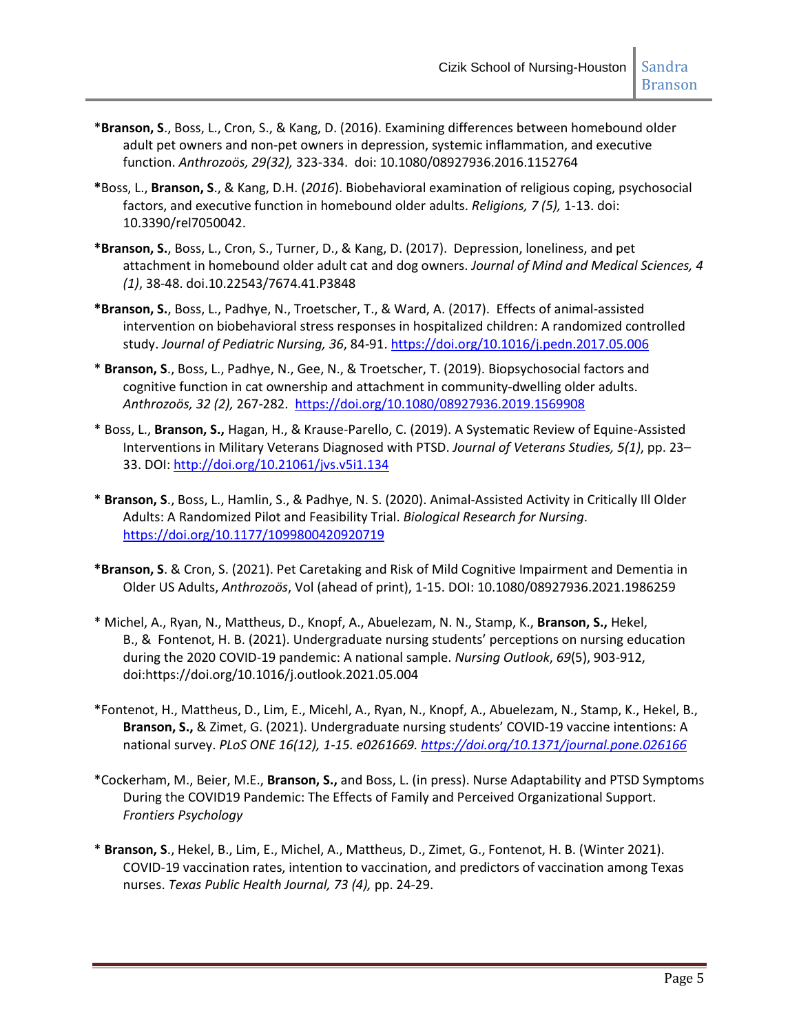*__Branson, S__., Boss, L., Cron, S., & Kang, D. (2016). Examining differences between homebound older adult pet owners and non-pet owners in depression, systemic inflammation, and executive function. *Anthrozoös, 29(32),* 323-334. doi: 10.1080/08927936.2016.1152764

**\***Boss, L., **Branson, S**., & Kang, D.H. (*2016*). Biobehavioral examination of religious coping, psychosocial factors, and executive function in homebound older adults. *Religions, 7 (5),* 1-13. doi: 10.3390/rel7050042.

**\*Branson, S.**, Boss, L., Cron, S., Turner, D., & Kang, D. (2017). Depression, loneliness, and pet attachment in homebound older adult cat and dog owners. *Journal of Mind and Medical Sciences, 4 (1)*, 38-48. doi.10.22543/7674.41.P3848

**\*Branson, S.**, Boss, L., Padhye, N., Troetscher, T., & Ward, A. (2017). Effects of animal-assisted intervention on biobehavioral stress responses in hospitalized children: A randomized controlled study. *Journal of Pediatric Nursing, 36*, 84-91. https://doi.org/10.1016/j.pedn.2017.05.006

\* **Branson, S**., Boss, L., Padhye, N., Gee, N., & Troetscher, T. (2019). Biopsychosocial factors and cognitive function in cat ownership and attachment in community-dwelling older adults. *Anthrozoös, 32 (2),* 267-282. https://doi.org/10.1080/08927936.2019.1569908

\* Boss, L., **Branson, S.,** Hagan, H., & Krause-Parello, C. (2019). A Systematic Review of Equine-Assisted Interventions in Military Veterans Diagnosed with PTSD. *Journal of Veterans Studies, 5(1)*, pp. 23–33. DOI: http://doi.org/10.21061/jvs.v5i1.134

\* **Branson, S**., Boss, L., Hamlin, S., & Padhye, N. S. (2020). Animal-Assisted Activity in Critically Ill Older Adults: A Randomized Pilot and Feasibility Trial. *Biological Research for Nursing*. https://doi.org/10.1177/1099800420920719

**\*Branson, S**. & Cron, S. (2021). Pet Caretaking and Risk of Mild Cognitive Impairment and Dementia in Older US Adults, *Anthrozoös*, Vol (ahead of print), 1-15. DOI: 10.1080/08927936.2021.1986259

\* Michel, A., Ryan, N., Mattheus, D., Knopf, A., Abuelezam, N. N., Stamp, K., **Branson, S.,** Hekel, B., & Fontenot, H. B. (2021). Undergraduate nursing students' perceptions on nursing education during the 2020 COVID-19 pandemic: A national sample. *Nursing Outlook*, *69*(5), 903-912, doi:https://doi.org/10.1016/j.outlook.2021.05.004

\*Fontenot, H., Mattheus, D., Lim, E., Micehl, A., Ryan, N., Knopf, A., Abuelezam, N., Stamp, K., Hekel, B., **Branson, S.,** & Zimet, G. (2021). Undergraduate nursing students' COVID-19 vaccine intentions: A national survey. *PLoS ONE 16(12), 1-15. e0261669. https://doi.org/10.1371/journal.pone.026166*

\*Cockerham, M., Beier, M.E., **Branson, S.,** and Boss, L. (in press). Nurse Adaptability and PTSD Symptoms During the COVID19 Pandemic: The Effects of Family and Perceived Organizational Support. *Frontiers Psychology*

\* **Branson, S**., Hekel, B., Lim, E., Michel, A., Mattheus, D., Zimet, G., Fontenot, H. B. (Winter 2021). COVID-19 vaccination rates, intention to vaccination, and predictors of vaccination among Texas nurses. *Texas Public Health Journal, 73 (4),* pp. 24-29.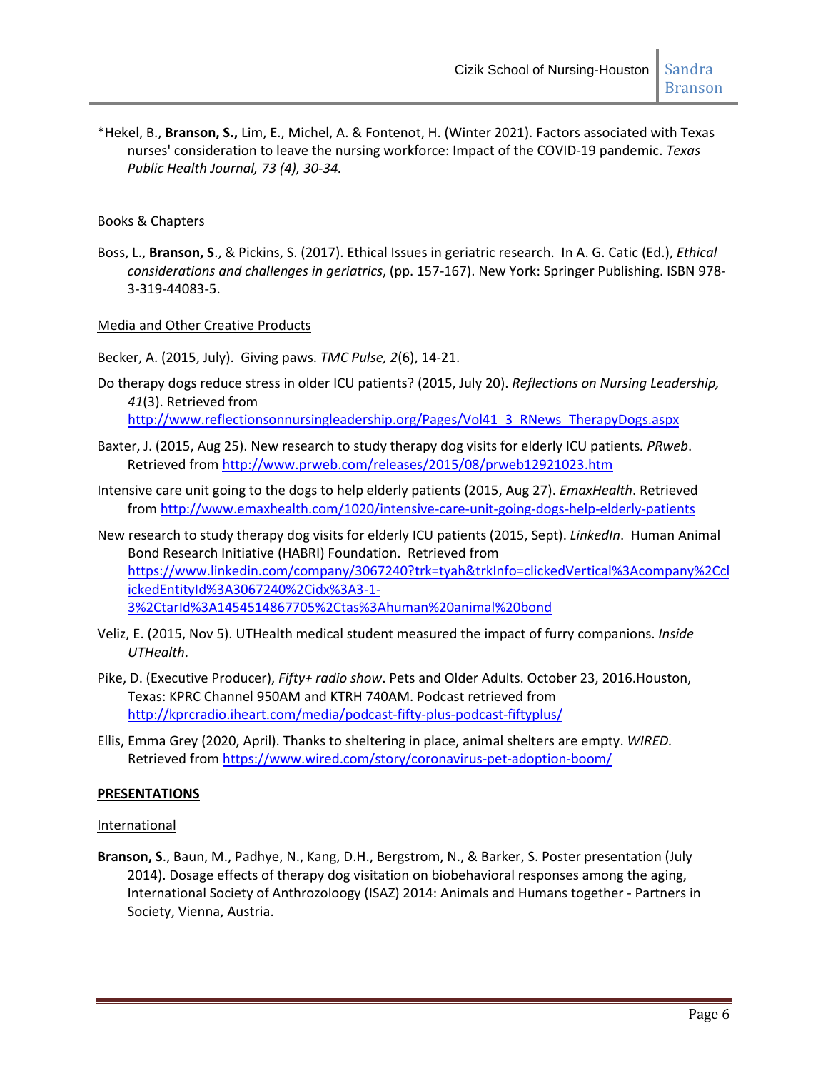*Hekel, B., **Branson, S.,** Lim, E., Michel, A. & Fontenot, H. (Winter 2021). Factors associated with Texas nurses' consideration to leave the nursing workforce: Impact of the COVID-19 pandemic. *Texas Public Health Journal, 73 (4), 30-34.*

Books & Chapters

Boss, L., **Branson, S**., & Pickins, S. (2017). Ethical Issues in geriatric research. In A. G. Catic (Ed.), *Ethical considerations and challenges in geriatrics*, (pp. 157-167). New York: Springer Publishing. ISBN 978-3-319-44083-5.

Media and Other Creative Products

Becker, A. (2015, July). Giving paws. *TMC Pulse, 2*(6), 14-21.

Do therapy dogs reduce stress in older ICU patients? (2015, July 20). *Reflections on Nursing Leadership, 41*(3). Retrieved from http://www.reflectionsonnursingleadership.org/Pages/Vol41_3_RNews_TherapyDogs.aspx

Baxter, J. (2015, Aug 25). New research to study therapy dog visits for elderly ICU patients*. PRweb*. Retrieved from http://www.prweb.com/releases/2015/08/prweb12921023.htm

Intensive care unit going to the dogs to help elderly patients (2015, Aug 27). *EmaxHealth*. Retrieved from http://www.emaxhealth.com/1020/intensive-care-unit-going-dogs-help-elderly-patients

New research to study therapy dog visits for elderly ICU patients (2015, Sept). *LinkedIn*. Human Animal Bond Research Initiative (HABRI) Foundation. Retrieved from https://www.linkedin.com/company/3067240?trk=tyah&trkInfo=clickedVertical%3Acompany%2CclickedEntityId%3A3067240%2Cidx%3A3-1-3%2CtarId%3A1454514867705%2Ctas%3Ahuman%20animal%20bond

Veliz, E. (2015, Nov 5). UTHealth medical student measured the impact of furry companions. *Inside UTHealth*.

Pike, D. (Executive Producer), *Fifty+ radio show*. Pets and Older Adults. October 23, 2016.Houston, Texas: KPRC Channel 950AM and KTRH 740AM. Podcast retrieved from http://kprcradio.iheart.com/media/podcast-fifty-plus-podcast-fiftyplus/

Ellis, Emma Grey (2020, April). Thanks to sheltering in place, animal shelters are empty. *WIRED.* Retrieved from https://www.wired.com/story/coronavirus-pet-adoption-boom/

## PRESENTATIONS

International

**Branson, S**., Baun, M., Padhye, N., Kang, D.H., Bergstrom, N., & Barker, S. Poster presentation (July 2014). Dosage effects of therapy dog visitation on biobehavioral responses among the aging, International Society of Anthrozoloogy (ISAZ) 2014: Animals and Humans together - Partners in Society, Vienna, Austria.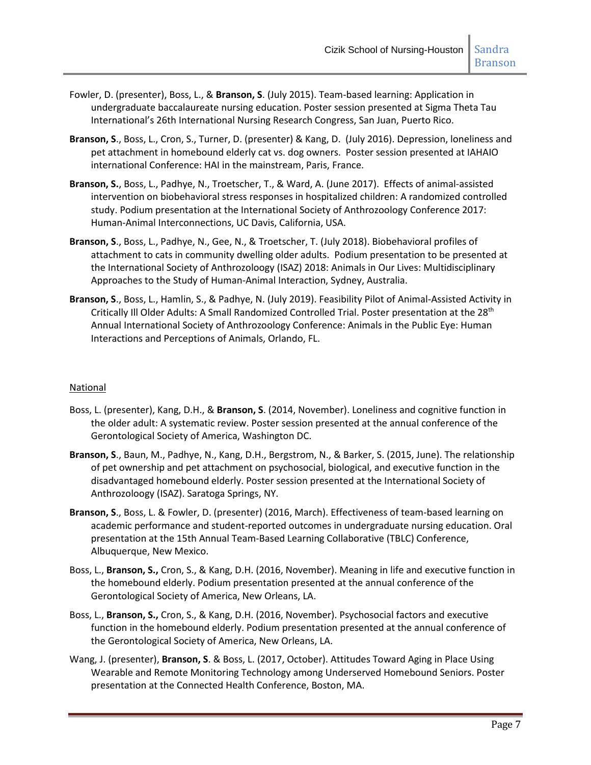Fowler, D. (presenter), Boss, L., & **Branson, S**. (July 2015). Team-based learning: Application in undergraduate baccalaureate nursing education. Poster session presented at Sigma Theta Tau International's 26th International Nursing Research Congress, San Juan, Puerto Rico.

**Branson, S**., Boss, L., Cron, S., Turner, D. (presenter) & Kang, D. (July 2016). Depression, loneliness and pet attachment in homebound elderly cat vs. dog owners. Poster session presented at IAHAIO international Conference: HAI in the mainstream, Paris, France.

**Branson, S.**, Boss, L., Padhye, N., Troetscher, T., & Ward, A. (June 2017). Effects of animal-assisted intervention on biobehavioral stress responses in hospitalized children: A randomized controlled study. Podium presentation at the International Society of Anthrozoology Conference 2017: Human-Animal Interconnections, UC Davis, California, USA.

**Branson, S**., Boss, L., Padhye, N., Gee, N., & Troetscher, T. (July 2018). Biobehavioral profiles of attachment to cats in community dwelling older adults. Podium presentation to be presented at the International Society of Anthrozoloogy (ISAZ) 2018: Animals in Our Lives: Multidisciplinary Approaches to the Study of Human-Animal Interaction, Sydney, Australia.

**Branson, S**., Boss, L., Hamlin, S., & Padhye, N. (July 2019). Feasibility Pilot of Animal-Assisted Activity in Critically Ill Older Adults: A Small Randomized Controlled Trial. Poster presentation at the 28th Annual International Society of Anthrozoology Conference: Animals in the Public Eye: Human Interactions and Perceptions of Animals, Orlando, FL.

National

Boss, L. (presenter), Kang, D.H., & **Branson, S**. (2014, November). Loneliness and cognitive function in the older adult: A systematic review. Poster session presented at the annual conference of the Gerontological Society of America, Washington DC.

**Branson, S**., Baun, M., Padhye, N., Kang, D.H., Bergstrom, N., & Barker, S. (2015, June). The relationship of pet ownership and pet attachment on psychosocial, biological, and executive function in the disadvantaged homebound elderly. Poster session presented at the International Society of Anthrozoloogy (ISAZ). Saratoga Springs, NY.

**Branson, S**., Boss, L. & Fowler, D. (presenter) (2016, March). Effectiveness of team-based learning on academic performance and student-reported outcomes in undergraduate nursing education. Oral presentation at the 15th Annual Team-Based Learning Collaborative (TBLC) Conference, Albuquerque, New Mexico.

Boss, L., **Branson, S.,** Cron, S., & Kang, D.H. (2016, November). Meaning in life and executive function in the homebound elderly. Podium presentation presented at the annual conference of the Gerontological Society of America, New Orleans, LA.

Boss, L., **Branson, S.,** Cron, S., & Kang, D.H. (2016, November). Psychosocial factors and executive function in the homebound elderly. Podium presentation presented at the annual conference of the Gerontological Society of America, New Orleans, LA.

Wang, J. (presenter), **Branson, S**. & Boss, L. (2017, October). Attitudes Toward Aging in Place Using Wearable and Remote Monitoring Technology among Underserved Homebound Seniors. Poster presentation at the Connected Health Conference, Boston, MA.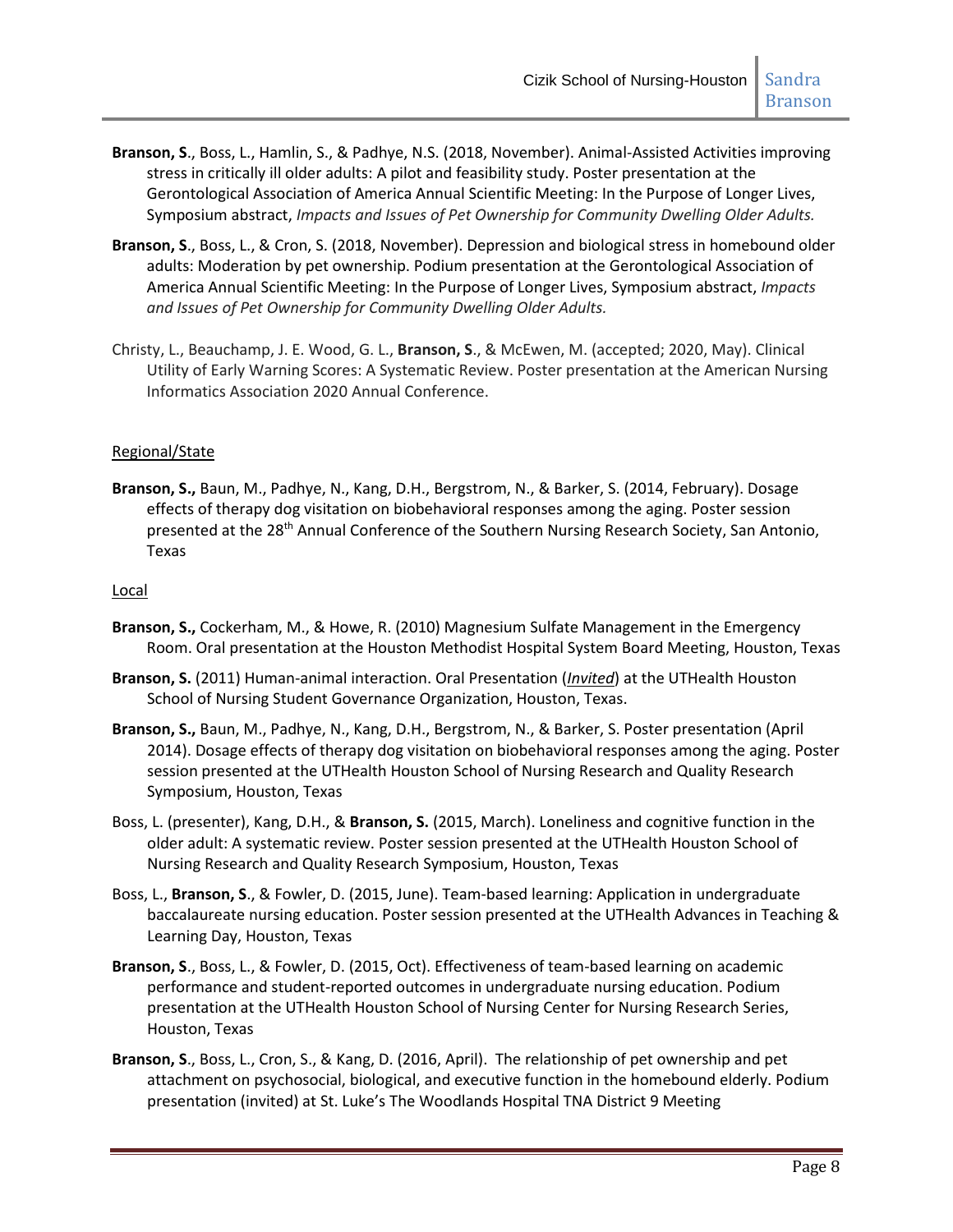**Branson, S**., Boss, L., Hamlin, S., & Padhye, N.S. (2018, November). Animal-Assisted Activities improving stress in critically ill older adults: A pilot and feasibility study. Poster presentation at the Gerontological Association of America Annual Scientific Meeting: In the Purpose of Longer Lives, Symposium abstract, *Impacts and Issues of Pet Ownership for Community Dwelling Older Adults.*

**Branson, S**., Boss, L., & Cron, S. (2018, November). Depression and biological stress in homebound older adults: Moderation by pet ownership. Podium presentation at the Gerontological Association of America Annual Scientific Meeting: In the Purpose of Longer Lives, Symposium abstract, *Impacts and Issues of Pet Ownership for Community Dwelling Older Adults.*

Christy, L., Beauchamp, J. E. Wood, G. L., **Branson, S**., & McEwen, M. (accepted; 2020, May). Clinical Utility of Early Warning Scores: A Systematic Review. Poster presentation at the American Nursing Informatics Association 2020 Annual Conference.

Regional/State

**Branson, S.,** Baun, M., Padhye, N., Kang, D.H., Bergstrom, N., & Barker, S. (2014, February). Dosage effects of therapy dog visitation on biobehavioral responses among the aging. Poster session presented at the 28th Annual Conference of the Southern Nursing Research Society, San Antonio, Texas

Local

**Branson, S.,** Cockerham, M., & Howe, R. (2010) Magnesium Sulfate Management in the Emergency Room. Oral presentation at the Houston Methodist Hospital System Board Meeting, Houston, Texas

**Branson, S.** (2011) Human-animal interaction. Oral Presentation (*Invited*) at the UTHealth Houston School of Nursing Student Governance Organization, Houston, Texas.

**Branson, S.,** Baun, M., Padhye, N., Kang, D.H., Bergstrom, N., & Barker, S. Poster presentation (April 2014). Dosage effects of therapy dog visitation on biobehavioral responses among the aging. Poster session presented at the UTHealth Houston School of Nursing Research and Quality Research Symposium, Houston, Texas

Boss, L. (presenter), Kang, D.H., & **Branson, S.** (2015, March). Loneliness and cognitive function in the older adult: A systematic review. Poster session presented at the UTHealth Houston School of Nursing Research and Quality Research Symposium, Houston, Texas

Boss, L., **Branson, S**., & Fowler, D. (2015, June). Team-based learning: Application in undergraduate baccalaureate nursing education. Poster session presented at the UTHealth Advances in Teaching & Learning Day, Houston, Texas

**Branson, S**., Boss, L., & Fowler, D. (2015, Oct). Effectiveness of team-based learning on academic performance and student-reported outcomes in undergraduate nursing education. Podium presentation at the UTHealth Houston School of Nursing Center for Nursing Research Series, Houston, Texas

**Branson, S**., Boss, L., Cron, S., & Kang, D. (2016, April). The relationship of pet ownership and pet attachment on psychosocial, biological, and executive function in the homebound elderly. Podium presentation (invited) at St. Luke's The Woodlands Hospital TNA District 9 Meeting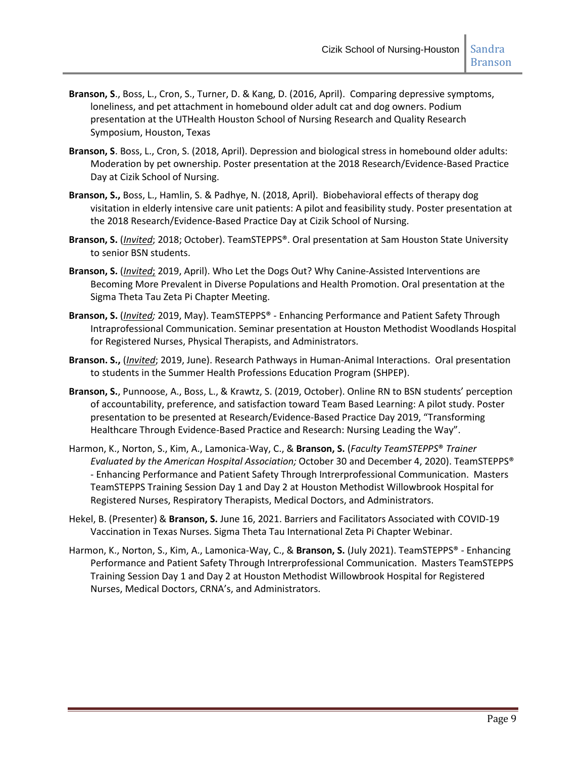**Branson, S**., Boss, L., Cron, S., Turner, D. & Kang, D. (2016, April). Comparing depressive symptoms, loneliness, and pet attachment in homebound older adult cat and dog owners. Podium presentation at the UTHealth Houston School of Nursing Research and Quality Research Symposium, Houston, Texas

**Branson, S**. Boss, L., Cron, S. (2018, April). Depression and biological stress in homebound older adults: Moderation by pet ownership. Poster presentation at the 2018 Research/Evidence-Based Practice Day at Cizik School of Nursing.

**Branson, S.,** Boss, L., Hamlin, S. & Padhye, N. (2018, April). Biobehavioral effects of therapy dog visitation in elderly intensive care unit patients: A pilot and feasibility study. Poster presentation at the 2018 Research/Evidence-Based Practice Day at Cizik School of Nursing.

**Branson, S.** (*Invited*; 2018; October). TeamSTEPPS®. Oral presentation at Sam Houston State University to senior BSN students.

**Branson, S.** (*Invited*; 2019, April). Who Let the Dogs Out? Why Canine-Assisted Interventions are Becoming More Prevalent in Diverse Populations and Health Promotion. Oral presentation at the Sigma Theta Tau Zeta Pi Chapter Meeting.

**Branson, S.** (*Invited;* 2019, May). TeamSTEPPS® - Enhancing Performance and Patient Safety Through Intraprofessional Communication. Seminar presentation at Houston Methodist Woodlands Hospital for Registered Nurses, Physical Therapists, and Administrators.

**Branson. S.,** (*Invited*; 2019, June). Research Pathways in Human-Animal Interactions. Oral presentation to students in the Summer Health Professions Education Program (SHPEP).

**Branson, S.**, Punnoose, A., Boss, L., & Krawtz, S. (2019, October). Online RN to BSN students' perception of accountability, preference, and satisfaction toward Team Based Learning: A pilot study. Poster presentation to be presented at Research/Evidence-Based Practice Day 2019, "Transforming Healthcare Through Evidence-Based Practice and Research: Nursing Leading the Way".

Harmon, K., Norton, S., Kim, A., Lamonica-Way, C., & **Branson, S.** (*Faculty TeamSTEPPS® Trainer Evaluated by the American Hospital Association;* October 30 and December 4, 2020). TeamSTEPPS® - Enhancing Performance and Patient Safety Through Intrerprofessional Communication. Masters TeamSTEPPS Training Session Day 1 and Day 2 at Houston Methodist Willowbrook Hospital for Registered Nurses, Respiratory Therapists, Medical Doctors, and Administrators.

Hekel, B. (Presenter) & **Branson, S.** June 16, 2021. Barriers and Facilitators Associated with COVID-19 Vaccination in Texas Nurses. Sigma Theta Tau International Zeta Pi Chapter Webinar.

Harmon, K., Norton, S., Kim, A., Lamonica-Way, C., & **Branson, S.** (July 2021). TeamSTEPPS® - Enhancing Performance and Patient Safety Through Intrerprofessional Communication. Masters TeamSTEPPS Training Session Day 1 and Day 2 at Houston Methodist Willowbrook Hospital for Registered Nurses, Medical Doctors, CRNA's, and Administrators.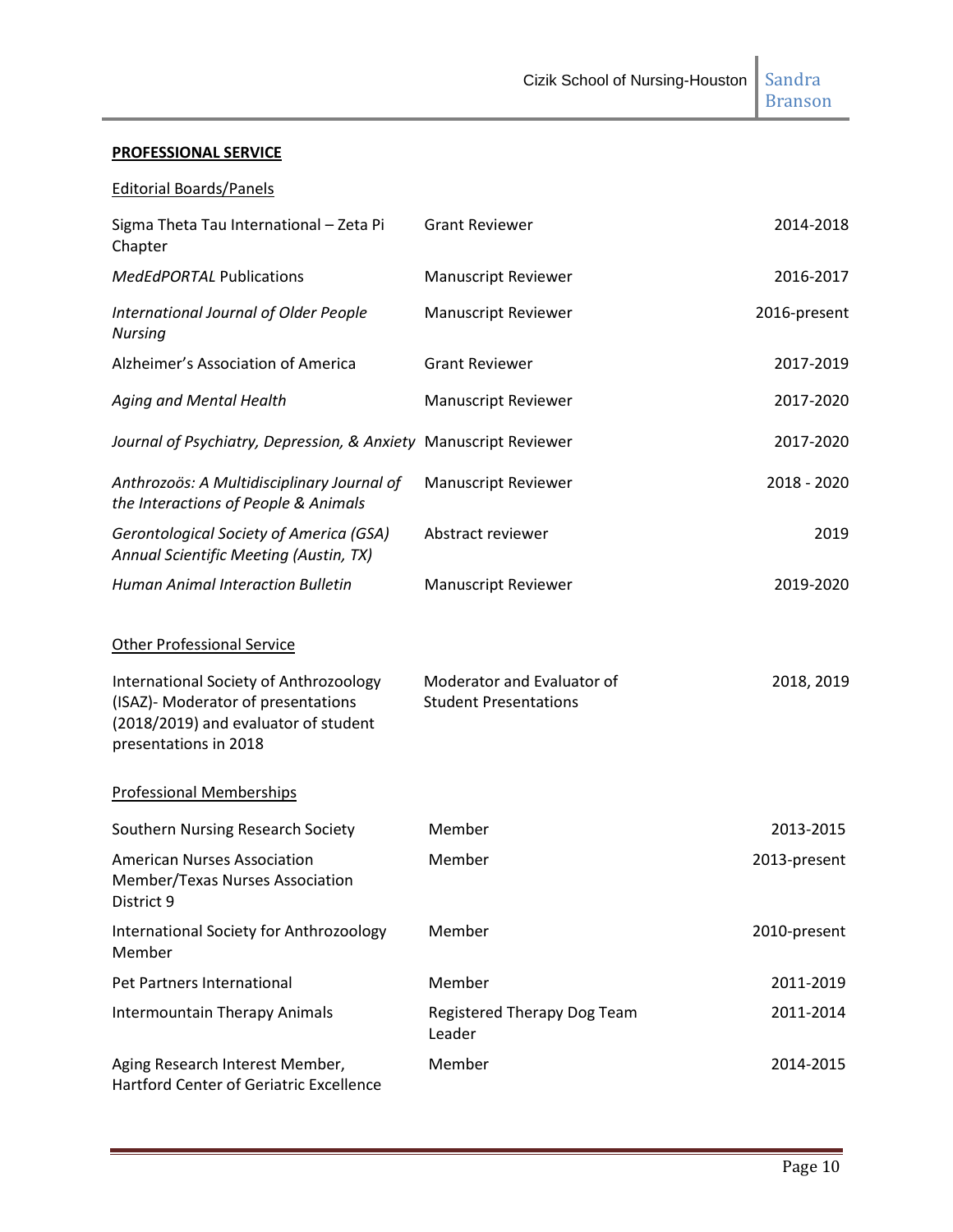## PROFESSIONAL SERVICE

### Editorial Boards/Panels

| | | |
|---|---|---|
| Sigma Theta Tau International – Zeta Pi Chapter | Grant Reviewer | 2014-2018 |
| *MedEdPORTAL* Publications | Manuscript Reviewer | 2016-2017 |
| *International Journal of Older People Nursing* | Manuscript Reviewer | 2016-present |
| Alzheimer's Association of America | Grant Reviewer | 2017-2019 |
| *Aging and Mental Health* | Manuscript Reviewer | 2017-2020 |
| *Journal of Psychiatry, Depression, & Anxiety* | Manuscript Reviewer | 2017-2020 |
| *Anthrozoös: A Multidisciplinary Journal of the Interactions of People & Animals* | Manuscript Reviewer | 2018 - 2020 |
| *Gerontological Society of America (GSA) Annual Scientific Meeting (Austin, TX)* | Abstract reviewer | 2019 |
| *Human Animal Interaction Bulletin* | Manuscript Reviewer | 2019-2020 |

### Other Professional Service

| | | |
|---|---|---|
| International Society of Anthrozoology (ISAZ)- Moderator of presentations (2018/2019) and evaluator of student presentations in 2018 | Moderator and Evaluator of Student Presentations | 2018, 2019 |

### Professional Memberships

| | | |
|---|---|---|
| Southern Nursing Research Society | Member | 2013-2015 |
| American Nurses Association Member/Texas Nurses Association District 9 | Member | 2013-present |
| International Society for Anthrozoology Member | Member | 2010-present |
| Pet Partners International | Member | 2011-2019 |
| Intermountain Therapy Animals | Registered Therapy Dog Team Leader | 2011-2014 |
| Aging Research Interest Member, Hartford Center of Geriatric Excellence | Member | 2014-2015 |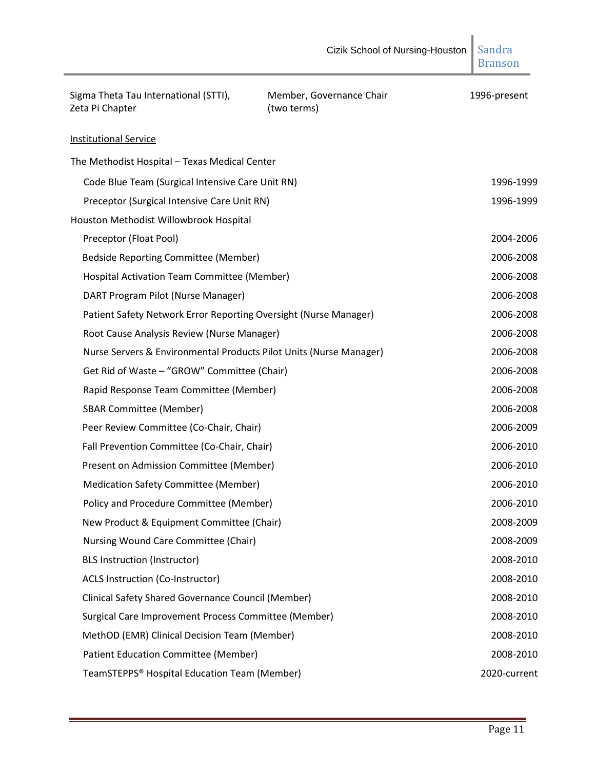| | | |
|---|---|---|
| Sigma Theta Tau International (STTI), Zeta Pi Chapter | Member, Governance Chair (two terms) | 1996-present |

Institutional Service

The Methodist Hospital – Texas Medical Center

| | |
|---|---|
| Code Blue Team (Surgical Intensive Care Unit RN) | 1996-1999 |
| Preceptor (Surgical Intensive Care Unit RN) | 1996-1999 |

Houston Methodist Willowbrook Hospital

| | |
|---|---|
| Preceptor (Float Pool) | 2004-2006 |
| Bedside Reporting Committee (Member) | 2006-2008 |
| Hospital Activation Team Committee (Member) | 2006-2008 |
| DART Program Pilot (Nurse Manager) | 2006-2008 |
| Patient Safety Network Error Reporting Oversight (Nurse Manager) | 2006-2008 |
| Root Cause Analysis Review (Nurse Manager) | 2006-2008 |
| Nurse Servers & Environmental Products Pilot Units (Nurse Manager) | 2006-2008 |
| Get Rid of Waste – "GROW" Committee (Chair) | 2006-2008 |
| Rapid Response Team Committee (Member) | 2006-2008 |
| SBAR Committee (Member) | 2006-2008 |
| Peer Review Committee (Co-Chair, Chair) | 2006-2009 |
| Fall Prevention Committee (Co-Chair, Chair) | 2006-2010 |
| Present on Admission Committee (Member) | 2006-2010 |
| Medication Safety Committee (Member) | 2006-2010 |
| Policy and Procedure Committee (Member) | 2006-2010 |
| New Product & Equipment Committee (Chair) | 2008-2009 |
| Nursing Wound Care Committee (Chair) | 2008-2009 |
| BLS Instruction (Instructor) | 2008-2010 |
| ACLS Instruction (Co-Instructor) | 2008-2010 |
| Clinical Safety Shared Governance Council (Member) | 2008-2010 |
| Surgical Care Improvement Process Committee (Member) | 2008-2010 |
| MethOD (EMR) Clinical Decision Team (Member) | 2008-2010 |
| Patient Education Committee (Member) | 2008-2010 |
| TeamSTEPPS® Hospital Education Team (Member) | 2020-current |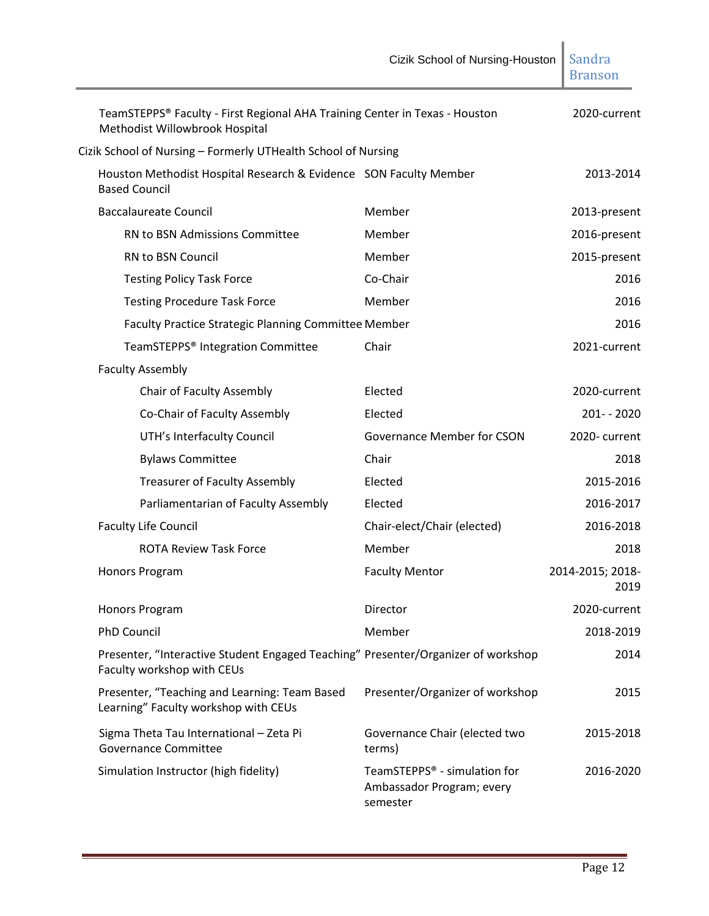| | | |
|---|---|---|
| TeamSTEPPS® Faculty - First Regional AHA Training Center in Texas - Houston Methodist Willowbrook Hospital | | 2020-current |
| Cizik School of Nursing – Formerly UTHealth School of Nursing | | |
| Houston Methodist Hospital Research & Evidence Based Council | SON Faculty Member | 2013-2014 |
| Baccalaureate Council | Member | 2013-present |
| RN to BSN Admissions Committee | Member | 2016-present |
| RN to BSN Council | Member | 2015-present |
| Testing Policy Task Force | Co-Chair | 2016 |
| Testing Procedure Task Force | Member | 2016 |
| Faculty Practice Strategic Planning Committee | Member | 2016 |
| TeamSTEPPS® Integration Committee | Chair | 2021-current |
| Faculty Assembly | | |
| Chair of Faculty Assembly | Elected | 2020-current |
| Co-Chair of Faculty Assembly | Elected | 201- - 2020 |
| UTH's Interfaculty Council | Governance Member for CSON | 2020- current |
| Bylaws Committee | Chair | 2018 |
| Treasurer of Faculty Assembly | Elected | 2015-2016 |
| Parliamentarian of Faculty Assembly | Elected | 2016-2017 |
| Faculty Life Council | Chair-elect/Chair (elected) | 2016-2018 |
| ROTA Review Task Force | Member | 2018 |
| Honors Program | Faculty Mentor | 2014-2015; 2018-2019 |
| Honors Program | Director | 2020-current |
| PhD Council | Member | 2018-2019 |
| Presenter, "Interactive Student Engaged Teaching" Faculty workshop with CEUs | Presenter/Organizer of workshop | 2014 |
| Presenter, "Teaching and Learning: Team Based Learning" Faculty workshop with CEUs | Presenter/Organizer of workshop | 2015 |
| Sigma Theta Tau International – Zeta Pi Governance Committee | Governance Chair (elected two terms) | 2015-2018 |
| Simulation Instructor (high fidelity) | TeamSTEPPS® - simulation for Ambassador Program; every semester | 2016-2020 |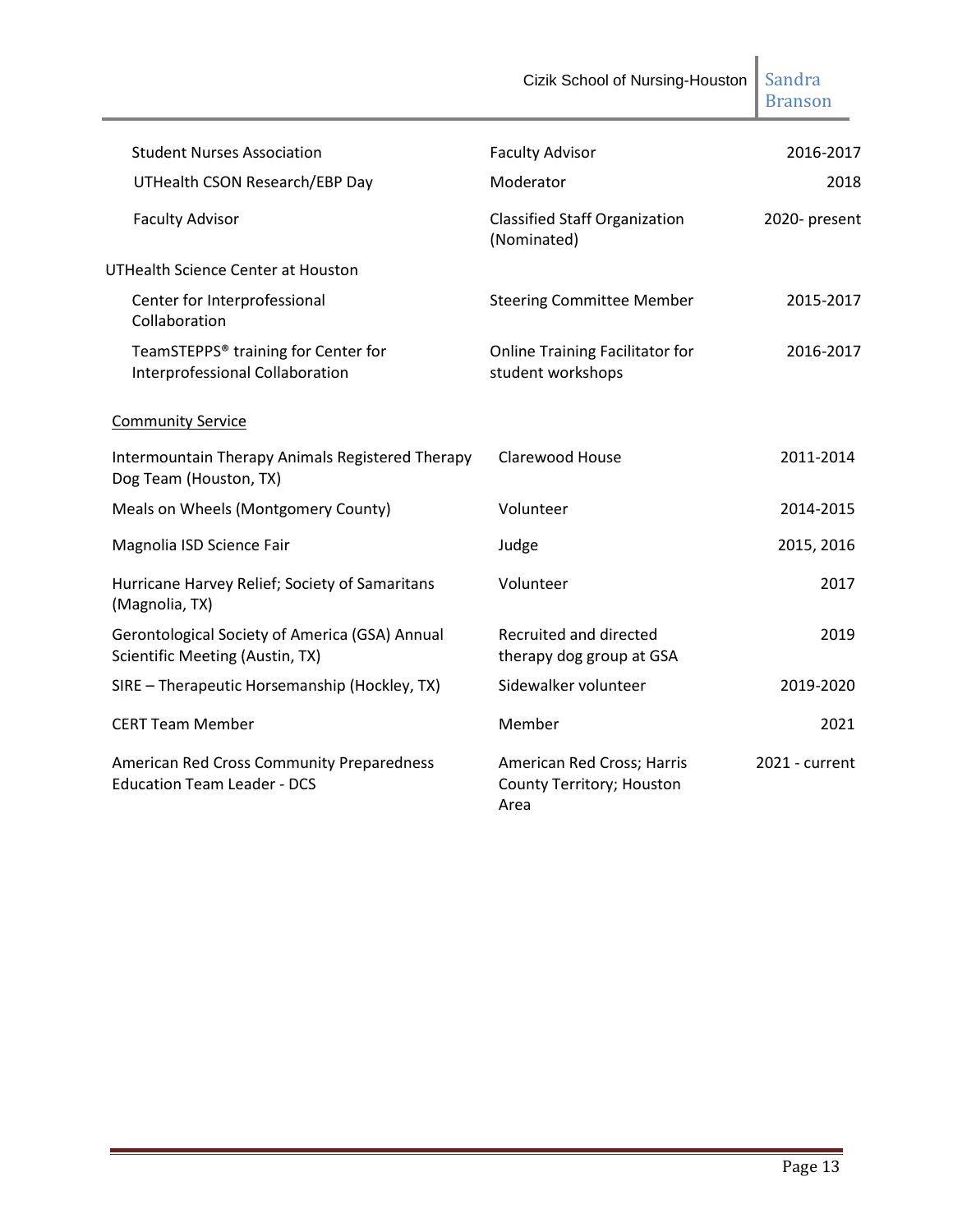| | | |
|---|---|---|
| Student Nurses Association | Faculty Advisor | 2016-2017 |
| UTHealth CSON Research/EBP Day | Moderator | 2018 |
| Faculty Advisor | Classified Staff Organization (Nominated) | 2020- present |

UTHealth Science Center at Houston

| | | |
|---|---|---|
| Center for Interprofessional Collaboration | Steering Committee Member | 2015-2017 |
| TeamSTEPPS® training for Center for Interprofessional Collaboration | Online Training Facilitator for student workshops | 2016-2017 |

Community Service

| | | |
|---|---|---|
| Intermountain Therapy Animals Registered Therapy Dog Team (Houston, TX) | Clarewood House | 2011-2014 |
| Meals on Wheels (Montgomery County) | Volunteer | 2014-2015 |
| Magnolia ISD Science Fair | Judge | 2015, 2016 |
| Hurricane Harvey Relief; Society of Samaritans (Magnolia, TX) | Volunteer | 2017 |
| Gerontological Society of America (GSA) Annual Scientific Meeting (Austin, TX) | Recruited and directed therapy dog group at GSA | 2019 |
| SIRE – Therapeutic Horsemanship (Hockley, TX) | Sidewalker volunteer | 2019-2020 |
| CERT Team Member | Member | 2021 |
| American Red Cross Community Preparedness Education Team Leader - DCS | American Red Cross; Harris County Territory; Houston Area | 2021 - current |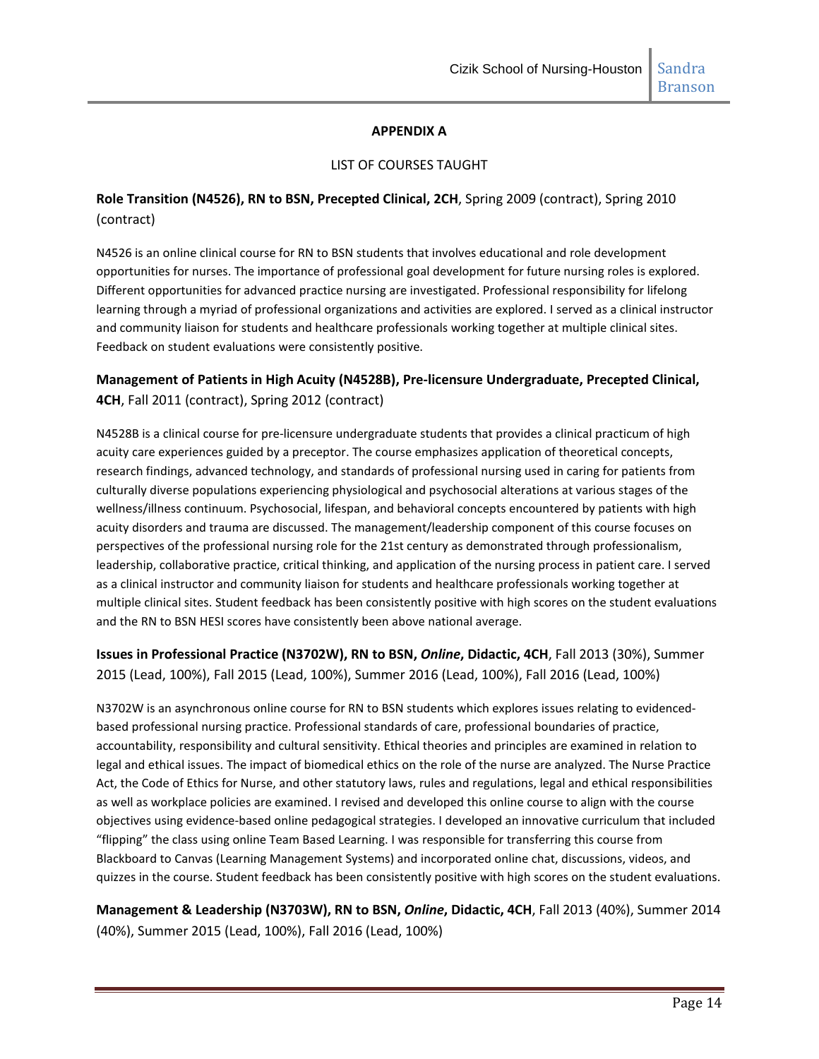## APPENDIX A

LIST OF COURSES TAUGHT

**Role Transition (N4526), RN to BSN, Precepted Clinical, 2CH**, Spring 2009 (contract), Spring 2010 (contract)

N4526 is an online clinical course for RN to BSN students that involves educational and role development opportunities for nurses. The importance of professional goal development for future nursing roles is explored. Different opportunities for advanced practice nursing are investigated. Professional responsibility for lifelong learning through a myriad of professional organizations and activities are explored. I served as a clinical instructor and community liaison for students and healthcare professionals working together at multiple clinical sites. Feedback on student evaluations were consistently positive.

**Management of Patients in High Acuity (N4528B), Pre-licensure Undergraduate, Precepted Clinical, 4CH**, Fall 2011 (contract), Spring 2012 (contract)

N4528B is a clinical course for pre-licensure undergraduate students that provides a clinical practicum of high acuity care experiences guided by a preceptor. The course emphasizes application of theoretical concepts, research findings, advanced technology, and standards of professional nursing used in caring for patients from culturally diverse populations experiencing physiological and psychosocial alterations at various stages of the wellness/illness continuum. Psychosocial, lifespan, and behavioral concepts encountered by patients with high acuity disorders and trauma are discussed. The management/leadership component of this course focuses on perspectives of the professional nursing role for the 21st century as demonstrated through professionalism, leadership, collaborative practice, critical thinking, and application of the nursing process in patient care. I served as a clinical instructor and community liaison for students and healthcare professionals working together at multiple clinical sites. Student feedback has been consistently positive with high scores on the student evaluations and the RN to BSN HESI scores have consistently been above national average.

**Issues in Professional Practice (N3702W), RN to BSN, *Online*, Didactic, 4CH**, Fall 2013 (30%), Summer 2015 (Lead, 100%), Fall 2015 (Lead, 100%), Summer 2016 (Lead, 100%), Fall 2016 (Lead, 100%)

N3702W is an asynchronous online course for RN to BSN students which explores issues relating to evidenced-based professional nursing practice. Professional standards of care, professional boundaries of practice, accountability, responsibility and cultural sensitivity. Ethical theories and principles are examined in relation to legal and ethical issues. The impact of biomedical ethics on the role of the nurse are analyzed. The Nurse Practice Act, the Code of Ethics for Nurse, and other statutory laws, rules and regulations, legal and ethical responsibilities as well as workplace policies are examined. I revised and developed this online course to align with the course objectives using evidence-based online pedagogical strategies. I developed an innovative curriculum that included "flipping" the class using online Team Based Learning. I was responsible for transferring this course from Blackboard to Canvas (Learning Management Systems) and incorporated online chat, discussions, videos, and quizzes in the course. Student feedback has been consistently positive with high scores on the student evaluations.

**Management & Leadership (N3703W), RN to BSN, *Online*, Didactic, 4CH**, Fall 2013 (40%), Summer 2014 (40%), Summer 2015 (Lead, 100%), Fall 2016 (Lead, 100%)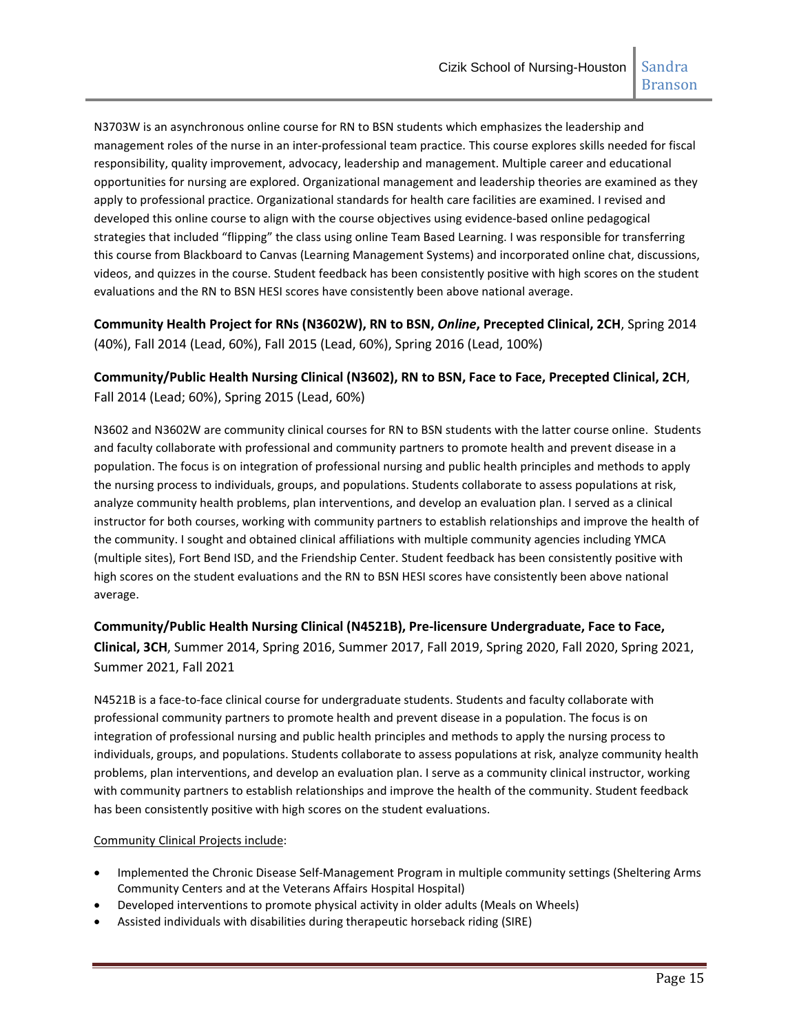N3703W is an asynchronous online course for RN to BSN students which emphasizes the leadership and management roles of the nurse in an inter-professional team practice. This course explores skills needed for fiscal responsibility, quality improvement, advocacy, leadership and management. Multiple career and educational opportunities for nursing are explored. Organizational management and leadership theories are examined as they apply to professional practice. Organizational standards for health care facilities are examined. I revised and developed this online course to align with the course objectives using evidence-based online pedagogical strategies that included "flipping" the class using online Team Based Learning. I was responsible for transferring this course from Blackboard to Canvas (Learning Management Systems) and incorporated online chat, discussions, videos, and quizzes in the course. Student feedback has been consistently positive with high scores on the student evaluations and the RN to BSN HESI scores have consistently been above national average.

**Community Health Project for RNs (N3602W), RN to BSN, *Online*, Precepted Clinical, 2CH**, Spring 2014 (40%), Fall 2014 (Lead, 60%), Fall 2015 (Lead, 60%), Spring 2016 (Lead, 100%)

**Community/Public Health Nursing Clinical (N3602), RN to BSN, Face to Face, Precepted Clinical, 2CH**, Fall 2014 (Lead; 60%), Spring 2015 (Lead, 60%)

N3602 and N3602W are community clinical courses for RN to BSN students with the latter course online. Students and faculty collaborate with professional and community partners to promote health and prevent disease in a population. The focus is on integration of professional nursing and public health principles and methods to apply the nursing process to individuals, groups, and populations. Students collaborate to assess populations at risk, analyze community health problems, plan interventions, and develop an evaluation plan. I served as a clinical instructor for both courses, working with community partners to establish relationships and improve the health of the community. I sought and obtained clinical affiliations with multiple community agencies including YMCA (multiple sites), Fort Bend ISD, and the Friendship Center. Student feedback has been consistently positive with high scores on the student evaluations and the RN to BSN HESI scores have consistently been above national average.

**Community/Public Health Nursing Clinical (N4521B), Pre-licensure Undergraduate, Face to Face, Clinical, 3CH**, Summer 2014, Spring 2016, Summer 2017, Fall 2019, Spring 2020, Fall 2020, Spring 2021, Summer 2021, Fall 2021

N4521B is a face-to-face clinical course for undergraduate students. Students and faculty collaborate with professional community partners to promote health and prevent disease in a population. The focus is on integration of professional nursing and public health principles and methods to apply the nursing process to individuals, groups, and populations. Students collaborate to assess populations at risk, analyze community health problems, plan interventions, and develop an evaluation plan. I serve as a community clinical instructor, working with community partners to establish relationships and improve the health of the community. Student feedback has been consistently positive with high scores on the student evaluations.

<u>Community Clinical Projects include</u>:

- Implemented the Chronic Disease Self-Management Program in multiple community settings (Sheltering Arms Community Centers and at the Veterans Affairs Hospital Hospital)
- Developed interventions to promote physical activity in older adults (Meals on Wheels)
- Assisted individuals with disabilities during therapeutic horseback riding (SIRE)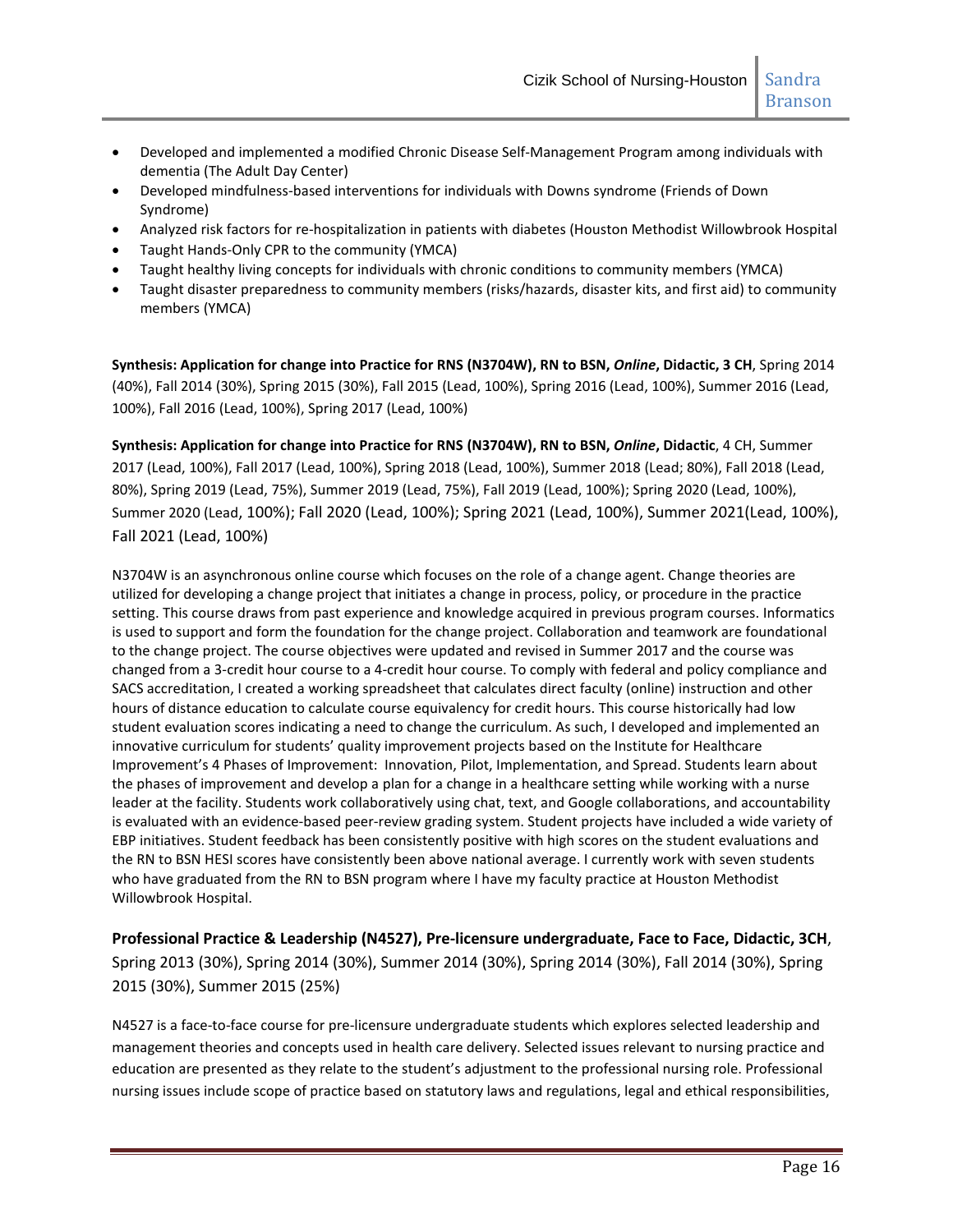- Developed and implemented a modified Chronic Disease Self-Management Program among individuals with dementia (The Adult Day Center)
- Developed mindfulness-based interventions for individuals with Downs syndrome (Friends of Down Syndrome)
- Analyzed risk factors for re-hospitalization in patients with diabetes (Houston Methodist Willowbrook Hospital
- Taught Hands-Only CPR to the community (YMCA)
- Taught healthy living concepts for individuals with chronic conditions to community members (YMCA)
- Taught disaster preparedness to community members (risks/hazards, disaster kits, and first aid) to community members (YMCA)

**Synthesis: Application for change into Practice for RNS (N3704W), RN to BSN, *Online*, Didactic, 3 CH**, Spring 2014 (40%), Fall 2014 (30%), Spring 2015 (30%), Fall 2015 (Lead, 100%), Spring 2016 (Lead, 100%), Summer 2016 (Lead, 100%), Fall 2016 (Lead, 100%), Spring 2017 (Lead, 100%)

**Synthesis: Application for change into Practice for RNS (N3704W), RN to BSN, *Online*, Didactic**, 4 CH, Summer 2017 (Lead, 100%), Fall 2017 (Lead, 100%), Spring 2018 (Lead, 100%), Summer 2018 (Lead; 80%), Fall 2018 (Lead, 80%), Spring 2019 (Lead, 75%), Summer 2019 (Lead, 75%), Fall 2019 (Lead, 100%); Spring 2020 (Lead, 100%), Summer 2020 (Lead, 100%); Fall 2020 (Lead, 100%); Spring 2021 (Lead, 100%), Summer 2021(Lead, 100%), Fall 2021 (Lead, 100%)

N3704W is an asynchronous online course which focuses on the role of a change agent. Change theories are utilized for developing a change project that initiates a change in process, policy, or procedure in the practice setting. This course draws from past experience and knowledge acquired in previous program courses. Informatics is used to support and form the foundation for the change project. Collaboration and teamwork are foundational to the change project. The course objectives were updated and revised in Summer 2017 and the course was changed from a 3-credit hour course to a 4-credit hour course. To comply with federal and policy compliance and SACS accreditation, I created a working spreadsheet that calculates direct faculty (online) instruction and other hours of distance education to calculate course equivalency for credit hours. This course historically had low student evaluation scores indicating a need to change the curriculum. As such, I developed and implemented an innovative curriculum for students' quality improvement projects based on the Institute for Healthcare Improvement's 4 Phases of Improvement: Innovation, Pilot, Implementation, and Spread. Students learn about the phases of improvement and develop a plan for a change in a healthcare setting while working with a nurse leader at the facility. Students work collaboratively using chat, text, and Google collaborations, and accountability is evaluated with an evidence-based peer-review grading system. Student projects have included a wide variety of EBP initiatives. Student feedback has been consistently positive with high scores on the student evaluations and the RN to BSN HESI scores have consistently been above national average. I currently work with seven students who have graduated from the RN to BSN program where I have my faculty practice at Houston Methodist Willowbrook Hospital.

**Professional Practice & Leadership (N4527), Pre-licensure undergraduate, Face to Face, Didactic, 3CH**, Spring 2013 (30%), Spring 2014 (30%), Summer 2014 (30%), Spring 2014 (30%), Fall 2014 (30%), Spring 2015 (30%), Summer 2015 (25%)

N4527 is a face-to-face course for pre-licensure undergraduate students which explores selected leadership and management theories and concepts used in health care delivery. Selected issues relevant to nursing practice and education are presented as they relate to the student's adjustment to the professional nursing role. Professional nursing issues include scope of practice based on statutory laws and regulations, legal and ethical responsibilities,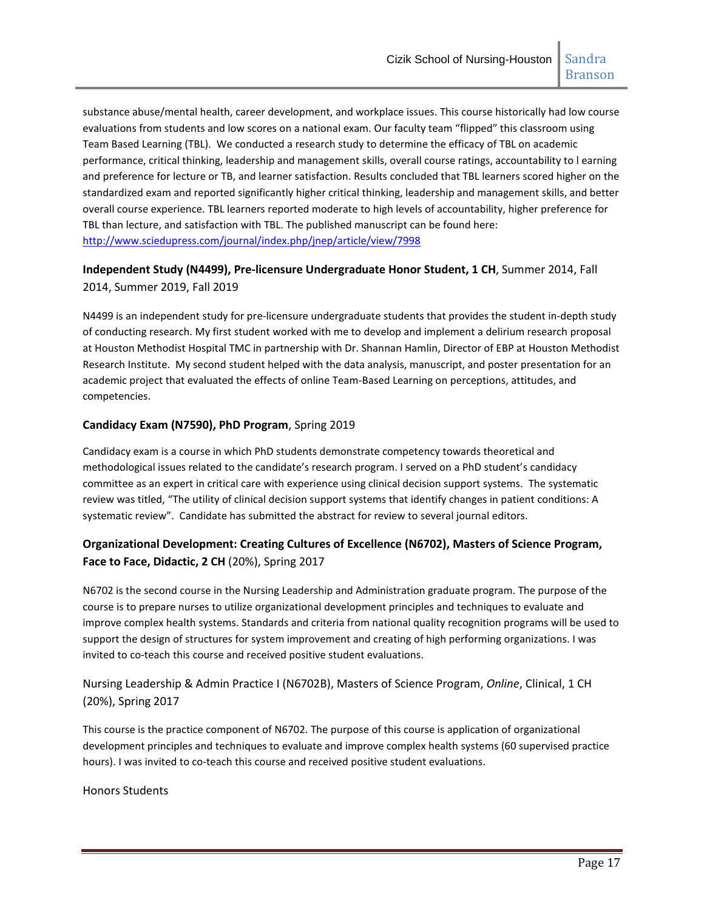substance abuse/mental health, career development, and workplace issues. This course historically had low course evaluations from students and low scores on a national exam. Our faculty team "flipped" this classroom using Team Based Learning (TBL). We conducted a research study to determine the efficacy of TBL on academic performance, critical thinking, leadership and management skills, overall course ratings, accountability to l earning and preference for lecture or TB, and learner satisfaction. Results concluded that TBL learners scored higher on the standardized exam and reported significantly higher critical thinking, leadership and management skills, and better overall course experience. TBL learners reported moderate to high levels of accountability, higher preference for TBL than lecture, and satisfaction with TBL. The published manuscript can be found here: http://www.sciedupress.com/journal/index.php/jnep/article/view/7998

**Independent Study (N4499), Pre-licensure Undergraduate Honor Student, 1 CH**, Summer 2014, Fall 2014, Summer 2019, Fall 2019

N4499 is an independent study for pre-licensure undergraduate students that provides the student in-depth study of conducting research. My first student worked with me to develop and implement a delirium research proposal at Houston Methodist Hospital TMC in partnership with Dr. Shannan Hamlin, Director of EBP at Houston Methodist Research Institute. My second student helped with the data analysis, manuscript, and poster presentation for an academic project that evaluated the effects of online Team-Based Learning on perceptions, attitudes, and competencies.

**Candidacy Exam (N7590), PhD Program**, Spring 2019

Candidacy exam is a course in which PhD students demonstrate competency towards theoretical and methodological issues related to the candidate's research program. I served on a PhD student's candidacy committee as an expert in critical care with experience using clinical decision support systems. The systematic review was titled, "The utility of clinical decision support systems that identify changes in patient conditions: A systematic review". Candidate has submitted the abstract for review to several journal editors.

**Organizational Development: Creating Cultures of Excellence (N6702), Masters of Science Program, Face to Face, Didactic, 2 CH** (20%), Spring 2017

N6702 is the second course in the Nursing Leadership and Administration graduate program. The purpose of the course is to prepare nurses to utilize organizational development principles and techniques to evaluate and improve complex health systems. Standards and criteria from national quality recognition programs will be used to support the design of structures for system improvement and creating of high performing organizations. I was invited to co-teach this course and received positive student evaluations.

Nursing Leadership & Admin Practice I (N6702B), Masters of Science Program, *Online*, Clinical, 1 CH (20%), Spring 2017

This course is the practice component of N6702. The purpose of this course is application of organizational development principles and techniques to evaluate and improve complex health systems (60 supervised practice hours). I was invited to co-teach this course and received positive student evaluations.

Honors Students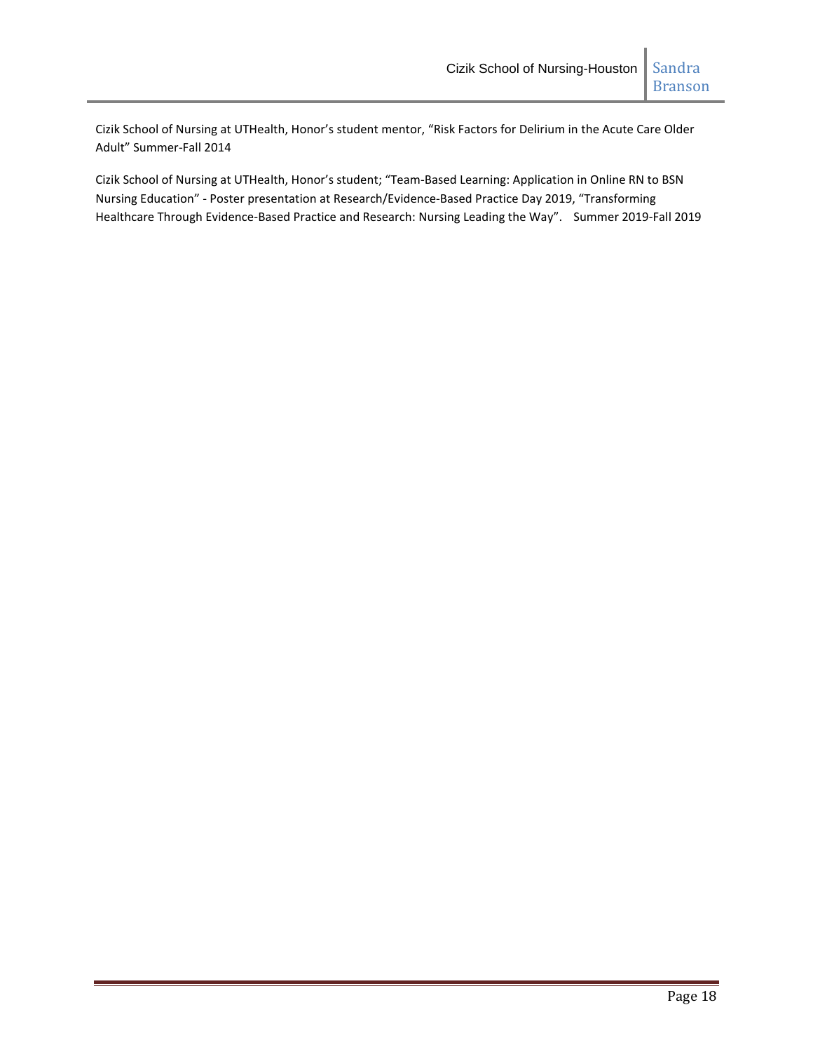Cizik School of Nursing at UTHealth, Honor's student mentor, "Risk Factors for Delirium in the Acute Care Older Adult" Summer-Fall 2014

Cizik School of Nursing at UTHealth, Honor's student; "Team-Based Learning: Application in Online RN to BSN Nursing Education" - Poster presentation at Research/Evidence-Based Practice Day 2019, "Transforming Healthcare Through Evidence-Based Practice and Research: Nursing Leading the Way". Summer 2019-Fall 2019